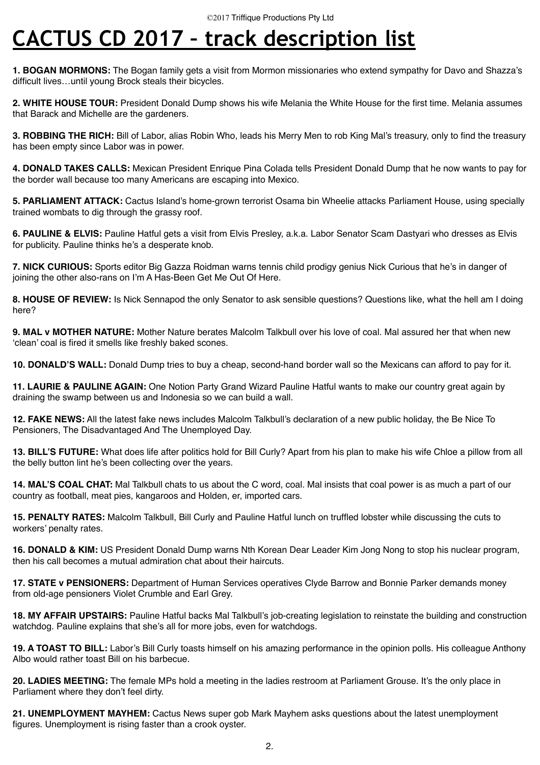©2017 Triffique Productions Pty Ltd

# CACTUS CD 2017 – track description list

**1. BOGAN MORMONS:** The Bogan family gets a visit from Mormon missionaries who extend sympathy for Davo and Shazza's difficult lives…until young Brock steals their bicycles.

**2. WHITE HOUSE TOUR:** President Donald Dump shows his wife Melania the White House for the first time. Melania assumes that Barack and Michelle are the gardeners.

**3. ROBBING THE RICH:** Bill of Labor, alias Robin Who, leads his Merry Men to rob King Mal's treasury, only to find the treasury has been empty since Labor was in power.

**4. DONALD TAKES CALLS:** Mexican President Enrique Pina Colada tells President Donald Dump that he now wants to pay for the border wall because too many Americans are escaping into Mexico.

**5. PARLIAMENT ATTACK:** Cactus Island's home-grown terrorist Osama bin Wheelie attacks Parliament House, using specially trained wombats to dig through the grassy roof.

**6. PAULINE & ELVIS:** Pauline Hatful gets a visit from Elvis Presley, a.k.a. Labor Senator Scam Dastyari who dresses as Elvis for publicity. Pauline thinks he's a desperate knob.

**7. NICK CURIOUS:** Sports editor Big Gazza Roidman warns tennis child prodigy genius Nick Curious that he's in danger of joining the other also-rans on I'm A Has-Been Get Me Out Of Here.

**8. HOUSE OF REVIEW:** Is Nick Sennapod the only Senator to ask sensible questions? Questions like, what the hell am I doing here?

**9. MAL v MOTHER NATURE:** Mother Nature berates Malcolm Talkbull over his love of coal. Mal assured her that when new 'clean' coal is fired it smells like freshly baked scones.

**10. DONALD'S WALL:** Donald Dump tries to buy a cheap, second-hand border wall so the Mexicans can afford to pay for it.

**11. LAURIE & PAULINE AGAIN:** One Notion Party Grand Wizard Pauline Hatful wants to make our country great again by draining the swamp between us and Indonesia so we can build a wall.

**12. FAKE NEWS:** All the latest fake news includes Malcolm Talkbull's declaration of a new public holiday, the Be Nice To Pensioners, The Disadvantaged And The Unemployed Day.

**13. BILL'S FUTURE:** What does life after politics hold for Bill Curly? Apart from his plan to make his wife Chloe a pillow from all the belly button lint he's been collecting over the years.

**14. MAL'S COAL CHAT:** Mal Talkbull chats to us about the C word, coal. Mal insists that coal power is as much a part of our country as football, meat pies, kangaroos and Holden, er, imported cars.

**15. PENALTY RATES:** Malcolm Talkbull, Bill Curly and Pauline Hatful lunch on truffled lobster while discussing the cuts to workers' penalty rates.

**16. DONALD & KIM:** US President Donald Dump warns Nth Korean Dear Leader Kim Jong Nong to stop his nuclear program, then his call becomes a mutual admiration chat about their haircuts.

**17. STATE v PENSIONERS:** Department of Human Services operatives Clyde Barrow and Bonnie Parker demands money from old-age pensioners Violet Crumble and Earl Grey.

**18. MY AFFAIR UPSTAIRS:** Pauline Hatful backs Mal Talkbull's job-creating legislation to reinstate the building and construction watchdog. Pauline explains that she's all for more jobs, even for watchdogs.

**19. A TOAST TO BILL:** Labor's Bill Curly toasts himself on his amazing performance in the opinion polls. His colleague Anthony Albo would rather toast Bill on his barbecue.

**20. LADIES MEETING:** The female MPs hold a meeting in the ladies restroom at Parliament Grouse. It's the only place in Parliament where they don't feel dirty.

**21. UNEMPLOYMENT MAYHEM:** Cactus News super gob Mark Mayhem asks questions about the latest unemployment figures. Unemployment is rising faster than a crook oyster.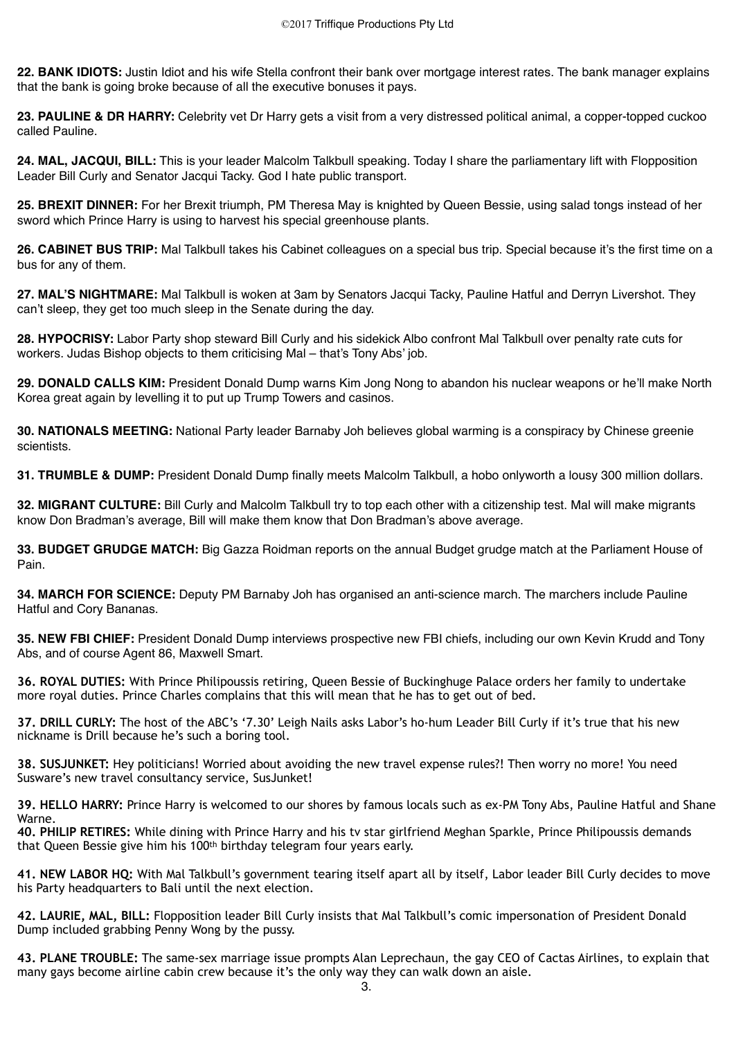**22. BANK IDIOTS:** Justin Idiot and his wife Stella confront their bank over mortgage interest rates. The bank manager explains that the bank is going broke because of all the executive bonuses it pays.

**23. PAULINE & DR HARRY:** Celebrity vet Dr Harry gets a visit from a very distressed political animal, a copper-topped cuckoo called Pauline.

**24. MAL, JACQUI, BILL:** This is your leader Malcolm Talkbull speaking. Today I share the parliamentary lift with Flopposition Leader Bill Curly and Senator Jacqui Tacky. God I hate public transport.

**25. BREXIT DINNER:** For her Brexit triumph, PM Theresa May is knighted by Queen Bessie, using salad tongs instead of her sword which Prince Harry is using to harvest his special greenhouse plants.

**26. CABINET BUS TRIP:** Mal Talkbull takes his Cabinet colleagues on a special bus trip. Special because it's the first time on a bus for any of them.

**27. MAL'S NIGHTMARE:** Mal Talkbull is woken at 3am by Senators Jacqui Tacky, Pauline Hatful and Derryn Livershot. They can't sleep, they get too much sleep in the Senate during the day.

**28. HYPOCRISY:** Labor Party shop steward Bill Curly and his sidekick Albo confront Mal Talkbull over penalty rate cuts for workers. Judas Bishop objects to them criticising Mal – that's Tony Abs' job.

**29. DONALD CALLS KIM:** President Donald Dump warns Kim Jong Nong to abandon his nuclear weapons or he'll make North Korea great again by levelling it to put up Trump Towers and casinos.

**30. NATIONALS MEETING:** National Party leader Barnaby Joh believes global warming is a conspiracy by Chinese greenie scientists.

**31. TRUMBLE & DUMP:** President Donald Dump finally meets Malcolm Talkbull, a hobo onlyworth a lousy 300 million dollars.

**32. MIGRANT CULTURE:** Bill Curly and Malcolm Talkbull try to top each other with a citizenship test. Mal will make migrants know Don Bradman's average, Bill will make them know that Don Bradman's above average.

**33. BUDGET GRUDGE MATCH:** Big Gazza Roidman reports on the annual Budget grudge match at the Parliament House of Pain.

**34. MARCH FOR SCIENCE:** Deputy PM Barnaby Joh has organised an anti-science march. The marchers include Pauline Hatful and Cory Bananas.

**35. NEW FBI CHIEF:** President Donald Dump interviews prospective new FBI chiefs, including our own Kevin Krudd and Tony Abs, and of course Agent 86, Maxwell Smart.

**36. ROYAL DUTIES:** With Prince Philipoussis retiring, Queen Bessie of Buckinghuge Palace orders her family to undertake more royal duties. Prince Charles complains that this will mean that he has to get out of bed.

**37. DRILL CURLY:** The host of the ABC's '7.30' Leigh Nails asks Labor's ho-hum Leader Bill Curly if it's true that his new nickname is Drill because he's such a boring tool.

**38. SUSJUNKET:** Hey politicians! Worried about avoiding the new travel expense rules?! Then worry no more! You need Susware's new travel consultancy service, SusJunket!

**39. HELLO HARRY:** Prince Harry is welcomed to our shores by famous locals such as ex-PM Tony Abs, Pauline Hatful and Shane Warne.

**40. PHILIP RETIRES:** While dining with Prince Harry and his tv star girlfriend Meghan Sparkle, Prince Philipoussis demands that Queen Bessie give him his 100th birthday telegram four years early.

**41. NEW LABOR HQ:** With Mal Talkbull's government tearing itself apart all by itself, Labor leader Bill Curly decides to move his Party headquarters to Bali until the next election.

**42. LAURIE, MAL, BILL:** Flopposition leader Bill Curly insists that Mal Talkbull's comic impersonation of President Donald Dump included grabbing Penny Wong by the pussy.

**43. PLANE TROUBLE:** The same-sex marriage issue prompts Alan Leprechaun, the gay CEO of Cactas Airlines, to explain that many gays become airline cabin crew because it's the only way they can walk down an aisle.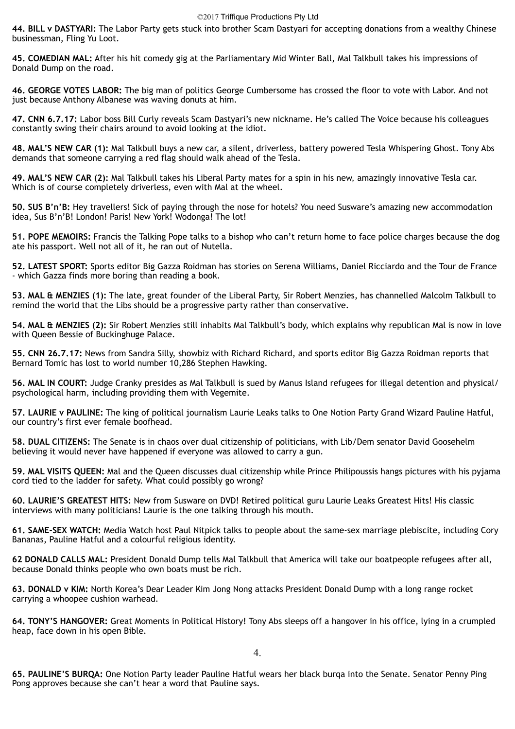**44. BILL v DASTYARI:** The Labor Party gets stuck into brother Scam Dastyari for accepting donations from a wealthy Chinese businessman, Fling Yu Loot.

**45. COMEDIAN MAL:** After his hit comedy gig at the Parliamentary Mid Winter Ball, Mal Talkbull takes his impressions of Donald Dump on the road.

**46. GEORGE VOTES LABOR:** The big man of politics George Cumbersome has crossed the floor to vote with Labor. And not just because Anthony Albanese was waving donuts at him.

**47. CNN 6.7.17:** Labor boss Bill Curly reveals Scam Dastyari's new nickname. He's called The Voice because his colleagues constantly swing their chairs around to avoid looking at the idiot.

**48. MAL'S NEW CAR (1):** Mal Talkbull buys a new car, a silent, driverless, battery powered Tesla Whispering Ghost. Tony Abs demands that someone carrying a red flag should walk ahead of the Tesla.

**49. MAL'S NEW CAR (2):** Mal Talkbull takes his Liberal Party mates for a spin in his new, amazingly innovative Tesla car. Which is of course completely driverless, even with Mal at the wheel.

**50. SUS B'n'B:** Hey travellers! Sick of paying through the nose for hotels? You need Susware's amazing new accommodation idea, Sus B'n'B! London! Paris! New York! Wodonga! The lot!

**51. POPE MEMOIRS:** Francis the Talking Pope talks to a bishop who can't return home to face police charges because the dog ate his passport. Well not all of it, he ran out of Nutella.

**52. LATEST SPORT:** Sports editor Big Gazza Roidman has stories on Serena Williams, Daniel Ricciardo and the Tour de France - which Gazza finds more boring than reading a book.

**53. MAL & MENZIES (1):** The late, great founder of the Liberal Party, Sir Robert Menzies, has channelled Malcolm Talkbull to remind the world that the Libs should be a progressive party rather than conservative.

**54. MAL & MENZIES (2):** Sir Robert Menzies still inhabits Mal Talkbull's body, which explains why republican Mal is now in love with Queen Bessie of Buckinghuge Palace.

**55. CNN 26.7.17:** News from Sandra Silly, showbiz with Richard Richard, and sports editor Big Gazza Roidman reports that Bernard Tomic has lost to world number 10,286 Stephen Hawking.

**56. MAL IN COURT:** Judge Cranky presides as Mal Talkbull is sued by Manus Island refugees for illegal detention and physical/psychological harm, including providing them with Vegemite.

**57. LAURIE v PAULINE:** The king of political journalism Laurie Leaks talks to One Notion Party Grand Wizard Pauline Hatful, our country's first ever female boofhead.

**58. DUAL CITIZENS:** The Senate is in chaos over dual citizenship of politicians, with Lib/Dem senator David Goosehelm believing it would never have happened if everyone was allowed to carry a gun.

**59. MAL VISITS QUEEN:** Mal and the Queen discusses dual citizenship while Prince Philipoussis hangs pictures with his pyjama cord tied to the ladder for safety. What could possibly go wrong?

**60. LAURIE'S GREATEST HITS:** New from Susware on DVD! Retired political guru Laurie Leaks Greatest Hits! His classic interviews with many politicians! Laurie is the one talking through his mouth.

**61. SAME-SEX WATCH:** Media Watch host Paul Nitpick talks to people about the same-sex marriage plebiscite, including Cory Bananas, Pauline Hatful and a colourful religious identity.

**62 DONALD CALLS MAL:** President Donald Dump tells Mal Talkbull that America will take our boatpeople refugees after all, because Donald thinks people who own boats must be rich.

**63. DONALD v KIM:** North Korea's Dear Leader Kim Jong Nong attacks President Donald Dump with a long range rocket carrying a whoopee cushion warhead.

**64. TONY'S HANGOVER:** Great Moments in Political History! Tony Abs sleeps off a hangover in his office, lying in a crumpled heap, face down in his open Bible.

**65. PAULINE'S BURQA:** One Notion Party leader Pauline Hatful wears her black burqa into the Senate. Senator Penny Ping Pong approves because she can't hear a word that Pauline says.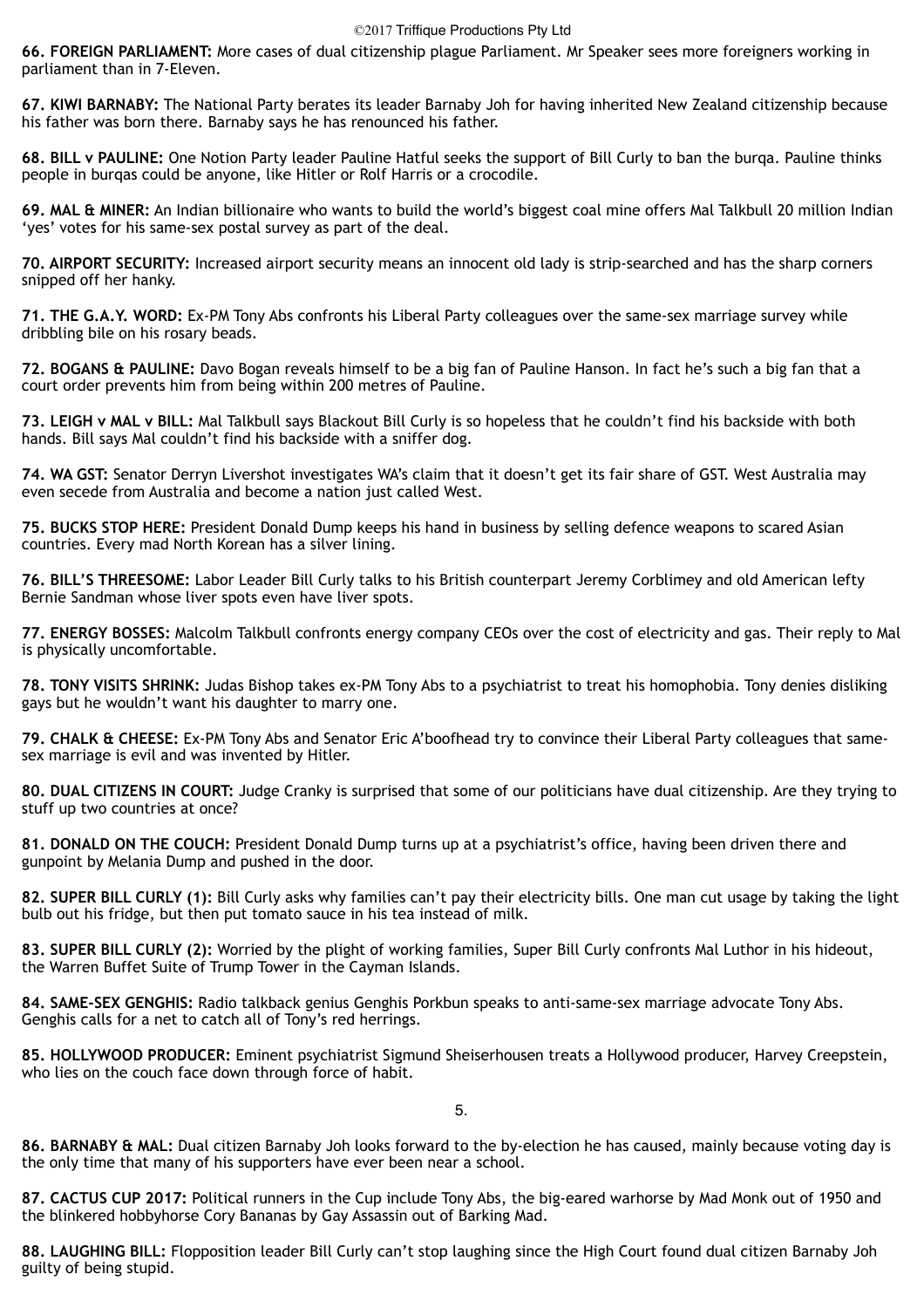**66. FOREIGN PARLIAMENT:** More cases of dual citizenship plague Parliament. Mr Speaker sees more foreigners working in parliament than in 7-Eleven.

**67. KIWI BARNABY:** The National Party berates its leader Barnaby Joh for having inherited New Zealand citizenship because his father was born there. Barnaby says he has renounced his father.

**68. BILL v PAULINE:** One Notion Party leader Pauline Hatful seeks the support of Bill Curly to ban the burqa. Pauline thinks people in burqas could be anyone, like Hitler or Rolf Harris or a crocodile.

**69. MAL & MINER:** An Indian billionaire who wants to build the world's biggest coal mine offers Mal Talkbull 20 million Indian 'yes' votes for his same-sex postal survey as part of the deal.

**70. AIRPORT SECURITY:** Increased airport security means an innocent old lady is strip-searched and has the sharp corners snipped off her hanky.

**71. THE G.A.Y. WORD:** Ex-PM Tony Abs confronts his Liberal Party colleagues over the same-sex marriage survey while dribbling bile on his rosary beads.

**72. BOGANS & PAULINE:** Davo Bogan reveals himself to be a big fan of Pauline Hanson. In fact he's such a big fan that a court order prevents him from being within 200 metres of Pauline.

**73. LEIGH v MAL v BILL:** Mal Talkbull says Blackout Bill Curly is so hopeless that he couldn't find his backside with both hands. Bill says Mal couldn't find his backside with a sniffer dog.

**74. WA GST:** Senator Derryn Livershot investigates WA's claim that it doesn't get its fair share of GST. West Australia may even secede from Australia and become a nation just called West.

**75. BUCKS STOP HERE:** President Donald Dump keeps his hand in business by selling defence weapons to scared Asian countries. Every mad North Korean has a silver lining.

**76. BILL'S THREESOME:** Labor Leader Bill Curly talks to his British counterpart Jeremy Corblimey and old American lefty Bernie Sandman whose liver spots even have liver spots.

**77. ENERGY BOSSES:** Malcolm Talkbull confronts energy company CEOs over the cost of electricity and gas. Their reply to Mal is physically uncomfortable.

**78. TONY VISITS SHRINK:** Judas Bishop takes ex-PM Tony Abs to a psychiatrist to treat his homophobia. Tony denies disliking gays but he wouldn't want his daughter to marry one.

**79. CHALK & CHEESE:** Ex-PM Tony Abs and Senator Eric A'boofhead try to convince their Liberal Party colleagues that same-sex marriage is evil and was invented by Hitler.

**80. DUAL CITIZENS IN COURT:** Judge Cranky is surprised that some of our politicians have dual citizenship. Are they trying to stuff up two countries at once?

**81. DONALD ON THE COUCH:** President Donald Dump turns up at a psychiatrist's office, having been driven there and gunpoint by Melania Dump and pushed in the door.

**82. SUPER BILL CURLY (1):** Bill Curly asks why families can't pay their electricity bills. One man cut usage by taking the light bulb out his fridge, but then put tomato sauce in his tea instead of milk.

**83. SUPER BILL CURLY (2):** Worried by the plight of working families, Super Bill Curly confronts Mal Luthor in his hideout, the Warren Buffet Suite of Trump Tower in the Cayman Islands.

**84. SAME-SEX GENGHIS:** Radio talkback genius Genghis Porkbun speaks to anti-same-sex marriage advocate Tony Abs. Genghis calls for a net to catch all of Tony's red herrings.

**85. HOLLYWOOD PRODUCER:** Eminent psychiatrist Sigmund Sheiserhousen treats a Hollywood producer, Harvey Creepstein, who lies on the couch face down through force of habit.

**86. BARNABY & MAL:** Dual citizen Barnaby Joh looks forward to the by-election he has caused, mainly because voting day is the only time that many of his supporters have ever been near a school.

**87. CACTUS CUP 2017:** Political runners in the Cup include Tony Abs, the big-eared warhorse by Mad Monk out of 1950 and the blinkered hobbyhorse Cory Bananas by Gay Assassin out of Barking Mad.

**88. LAUGHING BILL:** Flopposition leader Bill Curly can't stop laughing since the High Court found dual citizen Barnaby Joh guilty of being stupid.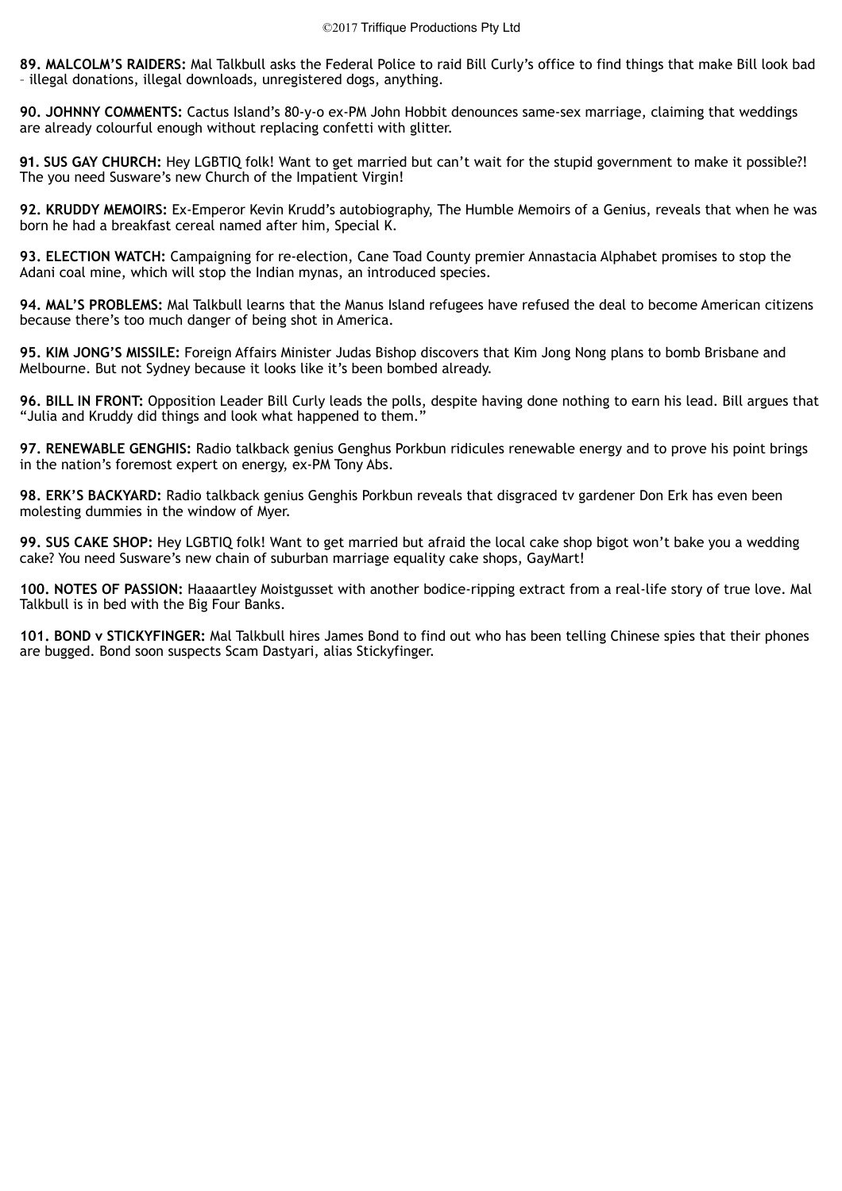**89. MALCOLM'S RAIDERS:** Mal Talkbull asks the Federal Police to raid Bill Curly's office to find things that make Bill look bad – illegal donations, illegal downloads, unregistered dogs, anything.

**90. JOHNNY COMMENTS:** Cactus Island's 80-y-o ex-PM John Hobbit denounces same-sex marriage, claiming that weddings are already colourful enough without replacing confetti with glitter.

**91. SUS GAY CHURCH:** Hey LGBTIQ folk! Want to get married but can't wait for the stupid government to make it possible?! The you need Susware's new Church of the Impatient Virgin!

**92. KRUDDY MEMOIRS:** Ex-Emperor Kevin Krudd's autobiography, The Humble Memoirs of a Genius, reveals that when he was born he had a breakfast cereal named after him, Special K.

**93. ELECTION WATCH:** Campaigning for re-election, Cane Toad County premier Annastacia Alphabet promises to stop the Adani coal mine, which will stop the Indian mynas, an introduced species.

**94. MAL'S PROBLEMS:** Mal Talkbull learns that the Manus Island refugees have refused the deal to become American citizens because there's too much danger of being shot in America.

**95. KIM JONG'S MISSILE:** Foreign Affairs Minister Judas Bishop discovers that Kim Jong Nong plans to bomb Brisbane and Melbourne. But not Sydney because it looks like it's been bombed already.

**96. BILL IN FRONT:** Opposition Leader Bill Curly leads the polls, despite having done nothing to earn his lead. Bill argues that "Julia and Kruddy did things and look what happened to them."

**97. RENEWABLE GENGHIS:** Radio talkback genius Genghus Porkbun ridicules renewable energy and to prove his point brings in the nation's foremost expert on energy, ex-PM Tony Abs.

**98. ERK'S BACKYARD:** Radio talkback genius Genghis Porkbun reveals that disgraced tv gardener Don Erk has even been molesting dummies in the window of Myer.

**99. SUS CAKE SHOP:** Hey LGBTIQ folk! Want to get married but afraid the local cake shop bigot won't bake you a wedding cake? You need Susware's new chain of suburban marriage equality cake shops, GayMart!

**100. NOTES OF PASSION:** Haaaartley Moistgusset with another bodice-ripping extract from a real-life story of true love. Mal Talkbull is in bed with the Big Four Banks.

**101. BOND v STICKYFINGER:** Mal Talkbull hires James Bond to find out who has been telling Chinese spies that their phones are bugged. Bond soon suspects Scam Dastyari, alias Stickyfinger.